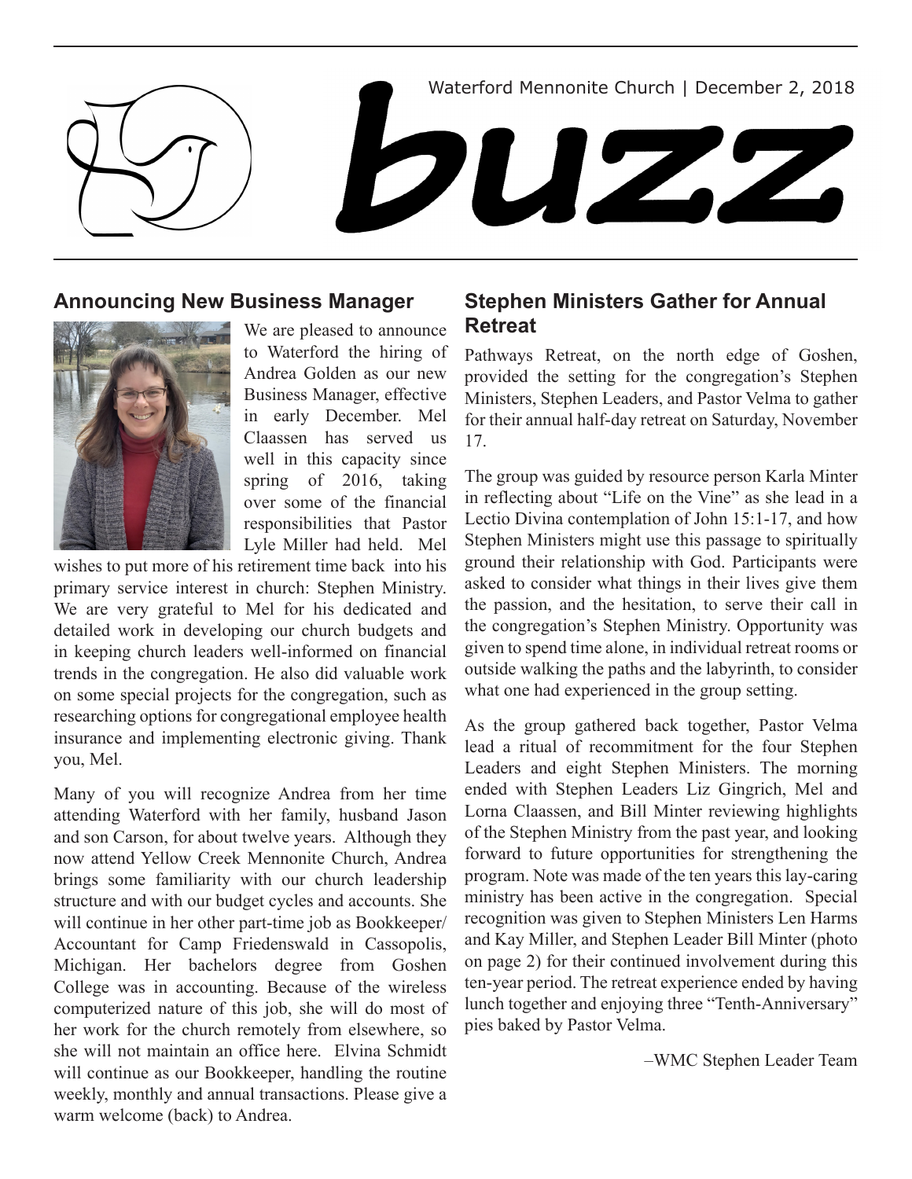Waterford Mennonite Church | December 2, 2018

# buzz

## Announcing New Business Manager

We are pleased to announce to Waterford the hiring of Andrea Golden as our new Business Manager, effective in early December. Mel Claassen has served us well in this capacity since spring of 2016, taking over some of the financial responsibilities that Pastor Lyle Miller had held. Mel wishes to put more of his retirement time back into his primary service interest in church: Stephen Ministry. We are very grateful to Mel for his dedicated and detailed work in developing our church budgets and in keeping church leaders well-informed on financial trends in the congregation. He also did valuable work on some special projects for the congregation, such as researching options for congregational employee health insurance and implementing electronic giving. Thank you, Mel.

Many of you will recognize Andrea from her time attending Waterford with her family, husband Jason and son Carson, for about twelve years. Although they now attend Yellow Creek Mennonite Church, Andrea brings some familiarity with our church leadership structure and with our budget cycles and accounts. She will continue in her other part-time job as Bookkeeper/Accountant for Camp Friedenswald in Cassopolis, Michigan. Her bachelors degree from Goshen College was in accounting. Because of the wireless computerized nature of this job, she will do most of her work for the church remotely from elsewhere, so she will not maintain an office here. Elvina Schmidt will continue as our Bookkeeper, handling the routine weekly, monthly and annual transactions. Please give a warm welcome (back) to Andrea.

## Stephen Ministers Gather for Annual Retreat

Pathways Retreat, on the north edge of Goshen, provided the setting for the congregation's Stephen Ministers, Stephen Leaders, and Pastor Velma to gather for their annual half-day retreat on Saturday, November 17.

The group was guided by resource person Karla Minter in reflecting about "Life on the Vine" as she lead in a Lectio Divina contemplation of John 15:1-17, and how Stephen Ministers might use this passage to spiritually ground their relationship with God. Participants were asked to consider what things in their lives give them the passion, and the hesitation, to serve their call in the congregation's Stephen Ministry. Opportunity was given to spend time alone, in individual retreat rooms or outside walking the paths and the labyrinth, to consider what one had experienced in the group setting.

As the group gathered back together, Pastor Velma lead a ritual of recommitment for the four Stephen Leaders and eight Stephen Ministers. The morning ended with Stephen Leaders Liz Gingrich, Mel and Lorna Claassen, and Bill Minter reviewing highlights of the Stephen Ministry from the past year, and looking forward to future opportunities for strengthening the program. Note was made of the ten years this lay-caring ministry has been active in the congregation. Special recognition was given to Stephen Ministers Len Harms and Kay Miller, and Stephen Leader Bill Minter (photo on page 2) for their continued involvement during this ten-year period. The retreat experience ended by having lunch together and enjoying three "Tenth-Anniversary" pies baked by Pastor Velma.

–WMC Stephen Leader Team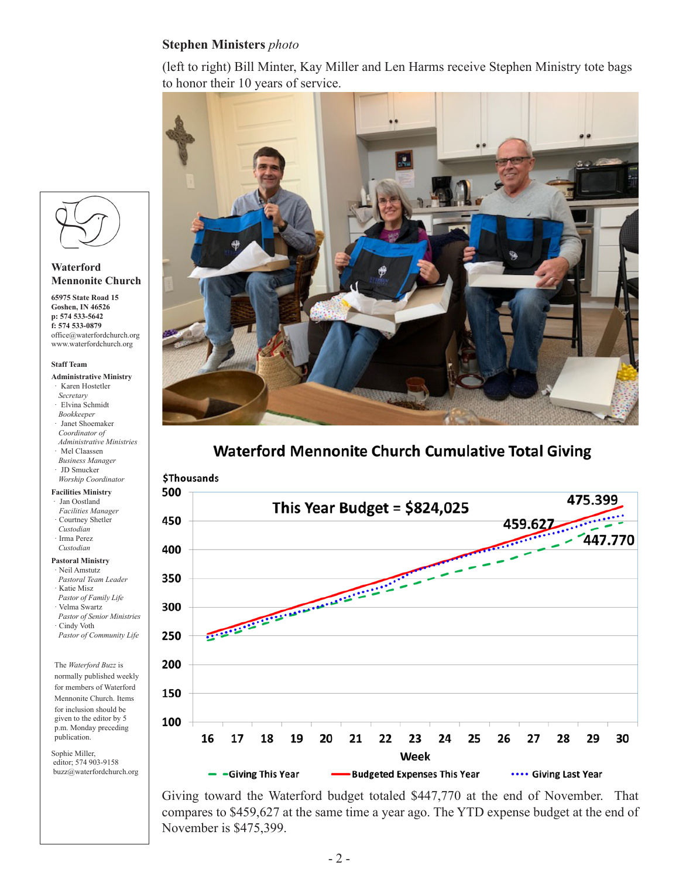**Stephen Ministers** *photo*

(left to right) Bill Minter, Kay Miller and Len Harms receive Stephen Ministry tote bags to honor their 10 years of service.

**Waterford Mennonite Church Cumulative Total Giving**

$Thousands

500
450
400
350
300
250
200
150
100

This Year Budget = $824,025

475.399
459.627
447.770

16 17 18 19 20 21 22 23 24 25 26 27 28 29 30

Week

Giving This Year
Budgeted Expenses This Year
Giving Last Year

Giving toward the Waterford budget totaled $447,770 at the end of November. That compares to $459,627 at the same time a year ago. The YTD expense budget at the end of November is $475,399.

**Waterford Mennonite Church**

**65975 State Road 15**
**Goshen, IN 46526**
**p: 574 533-5642**
**f: 574 533-0879**
office@waterfordchurch.org
www.waterfordchurch.org

**Staff Team**

**Administrative Ministry**
- Karen Hostetler
  *Secretary*
- Elvina Schmidt
  *Bookkeeper*
- Janet Shoemaker
  *Coordinator of Administrative Ministries*
- Mel Claassen
  *Business Manager*
- JD Smucker
  *Worship Coordinator*

**Facilities Ministry**
- Jan Oostland
  *Facilities Manager*
- Courtney Shetler
  *Custodian*
- Irma Perez
  *Custodian*

**Pastoral Ministry**
- Neil Amstutz
  *Pastoral Team Leader*
- Katie Misz
  *Pastor of Family Life*
- Velma Swartz
  *Pastor of Senior Ministries*
- Cindy Voth
  *Pastor of Community Life*

The *Waterford Buzz* is normally published weekly for members of Waterford Mennonite Church. Items for inclusion should be given to the editor by 5 p.m. Monday preceding publication.

Sophie Miller, editor; 574 903-9158
buzz@waterfordchurch.org